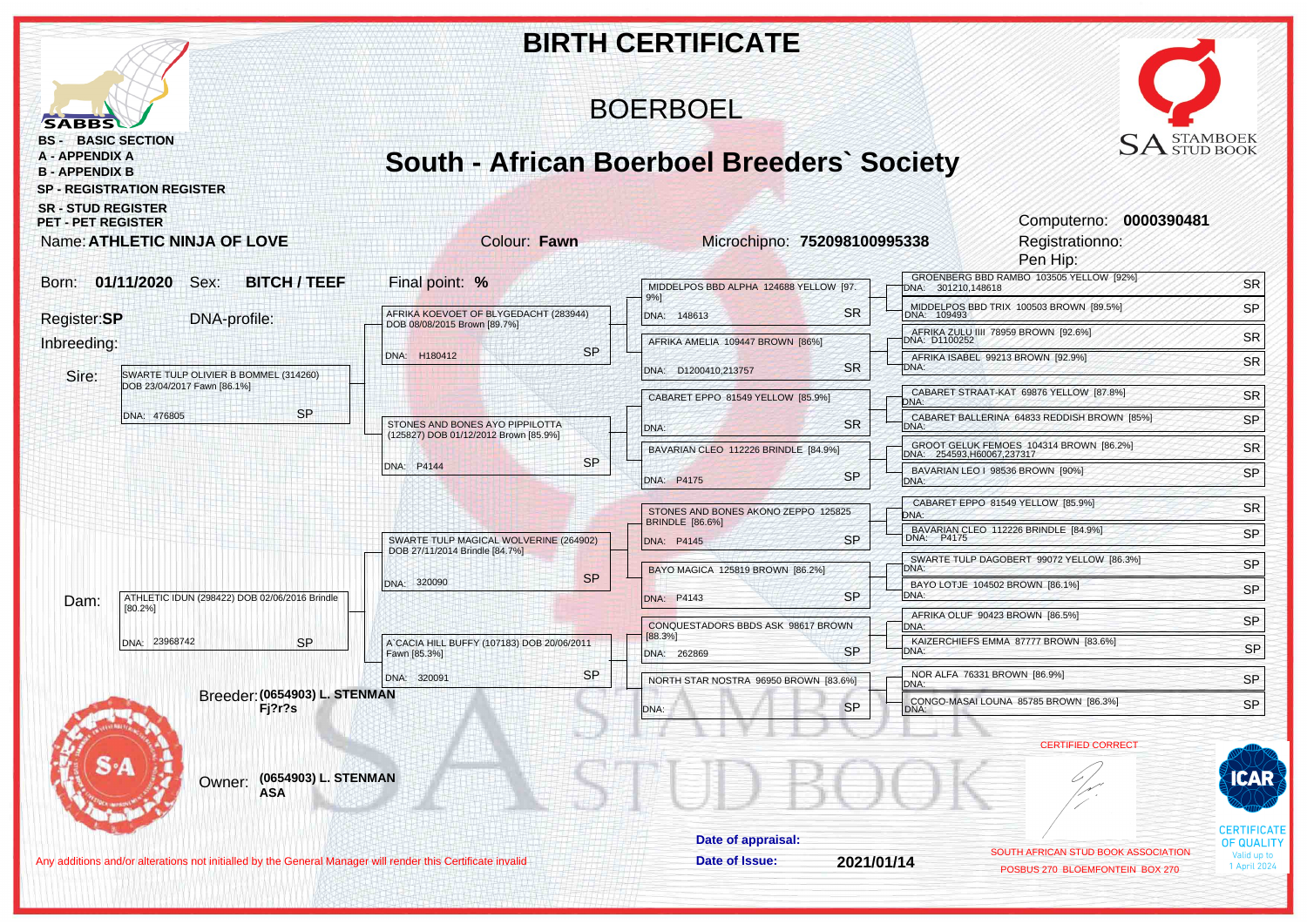# BIRTH CERTIFICATE

## BOERBOEL

## South - African Boerboel Breeders` Society

SABBS

**BS - BASIC SECTION**
**A - APPENDIX A**
**B - APPENDIX B**
**SP - REGISTRATION REGISTER**
**SR - STUD REGISTER**
**PET - PET REGISTER**

SA STAMBOEK STUD BOOK

Computerno: **0000390481**
Registrationno:
Pen Hip:

Name: **ATHLETIC NINJA OF LOVE** Colour: **Fawn** Microchipno: **752098100995338**

Born: **01/11/2020** Sex: **BITCH / TEEF** Final point: **%**

Register: **SP** DNA-profile:

Inbreeding:

| | Parents | Grandparents | Great-grandparents | Great-great-grandparents |
|---|---|---|---|---|
| **Sire:** | SWARTE TULP OLIVIER B BOMMEL (314260) DOB 23/04/2017 Fawn [86.1%] DNA: 476805 SP | AFRIKA KOEVOET OF BLYGEDACHT (283944) DOB 08/08/2015 Brown [89.7%] DNA: H180412 SP | MIDDELPOS BBD ALPHA 124688 YELLOW [97.9%] DNA: 148613 SR | GROENBERG BBD RAMBO 103505 YELLOW [92%] DNA: 301210,148618 SR |
| | | | | MIDDELPOS BBD TRIX 100503 BROWN [89.5%] DNA: 109493 SP |
| | | | AFRIKA AMELIA 109447 BROWN [86%] DNA: D1200410,213757 SR | AFRIKA ZULU IIII 78959 BROWN [92.6%] DNA: D1100252 SR |
| | | | | AFRIKA ISABEL 99213 BROWN [92.9%] DNA: SR |
| | | STONES AND BONES AYO PIPPILOTTA (125827) DOB 01/12/2012 Brown [85.9%] DNA: P4144 SP | CABARET EPPO 81549 YELLOW [85.9%] DNA: SR | CABARET STRAAT-KAT 69876 YELLOW [87.8%] DNA: SR |
| | | | | CABARET BALLERINA 64833 REDDISH BROWN [85%] DNA: SP |
| | | | BAVARIAN CLEO 112226 BRINDLE [84.9%] DNA: P4175 SP | GROOT GELUK FEMOES 104314 BROWN [86.2%] DNA: 254593,H60067,237317 SR |
| | | | | BAVARIAN LEO I 98536 BROWN [90%] DNA: SP |
| **Dam:** | ATHLETIC IDUN (298422) DOB 02/06/2016 Brindle [80.2%] DNA: 23968742 SP | SWARTE TULP MAGICAL WOLVERINE (264902) DOB 27/11/2014 Brindle [84.7%] DNA: 320090 SP | STONES AND BONES AKONO ZEPPO 125825 BRINDLE [86.6%] DNA: P4145 SP | CABARET EPPO 81549 YELLOW [85.9%] DNA: SR |
| | | | | BAVARIAN CLEO 112226 BRINDLE [84.9%] DNA: P4175 SP |
| | | | BAYO MAGICA 125819 BROWN [86.2%] DNA: P4143 SP | SWARTE TULP DAGOBERT 99072 YELLOW [86.3%] DNA: SP |
| | | | | BAYO LOTJE 104502 BROWN [86.1%] DNA: SP |
| | | A`CACIA HILL BUFFY (107183) DOB 20/06/2011 Fawn [85.3%] DNA: 320091 SP | CONQUESTADORS BBDS ASK 98617 BROWN [88.3%] DNA: 262869 SP | AFRIKA OLUF 90423 BROWN [86.5%] DNA: SP |
| | | | | KAIZERCHIEFS EMMA 87777 BROWN [83.6%] DNA: SP |
| | | | NORTH STAR NOSTRA 96950 BROWN [83.6%] DNA: SP | NOR ALFA 76331 BROWN [86.9%] DNA: SP |
| | | | | CONGO-MASAI LOUNA 85785 BROWN [86.3%] DNA: SP |

Breeder: **(0654903) L. STENMAN**
**Fj?r?s**

Owner: **(0654903) L. STENMAN**
**ASA**

CERTIFIED CORRECT

SOUTH AFRICAN STUD BOOK ASSOCIATION
POSBUS 270 BLOEMFONTEIN BOX 270

ICAR CERTIFICATE OF QUALITY Valid up to 1 April 2024

**Date of appraisal:**

**Date of Issue:** **2021/01/14**

Any additions and/or alterations not initialled by the General Manager will render this Certificate invalid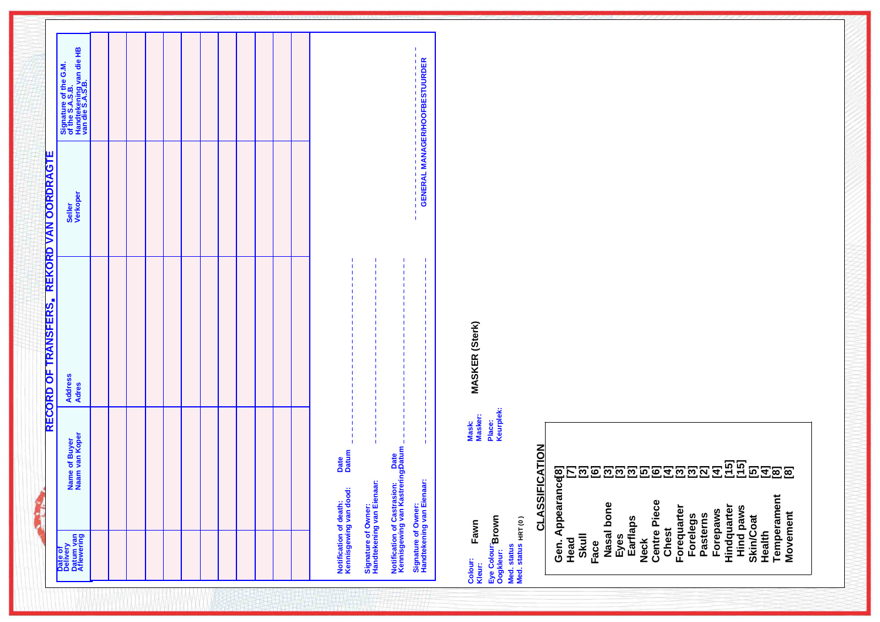# RECORD OF TRANSFERS. REKORD VAN OORDRAGTE

| Date of Delivery Datum van Aflewering | Name of Buyer Naam van Koper | Address Adres | Seller Verkoper | Signature of the G.M. of the S.A.S.B. Handtekening van die HB van die S.A.S.B. |
|---|---|---|---|---|
| | | | | |
| | | | | |
| | | | | |
| | | | | |
| | | | | |
| | | | | |
| | | | | |
| | | | | |
| | | | | |
| | | | | |
| | | | | |
| | | | | |

Notification of death: Kennisgewing van dood: Date Datum ------------------------

Signature of Owner: Handtekening van Eienaar: ------------------------

Notification of Castrasion: Kennisgewing van Kastrering Date Datum ------------------------

Signature of Owner: Handtekening van Eienaar: ------------------------

------------------------
GENERAL MANAGER/HOOFBESTUURDER

Colour: Kleur: Fawn

Eye Colour: Oogkleur: Brown

Med. status

Med. status HRT (0)

Mask: Masker: MASKER (Sterk)

Place: Keurplek:

## CLASSIFICATION

Gen. Appearance [8]
Head [7]
Skull [3]
Face [6]
Nasal bone [3]
Eyes [3]
Earflaps [3]
Neck [5]
Centre Piece [6]
Chest [4]
Forequarter [3]
Forelegs [3]
Pasterns [2]
Forepaws [4]
Hindquarter [15]
Hind paws [15]
Skin/Coat [5]
Health [4]
Temperament [8]
Movement [8]